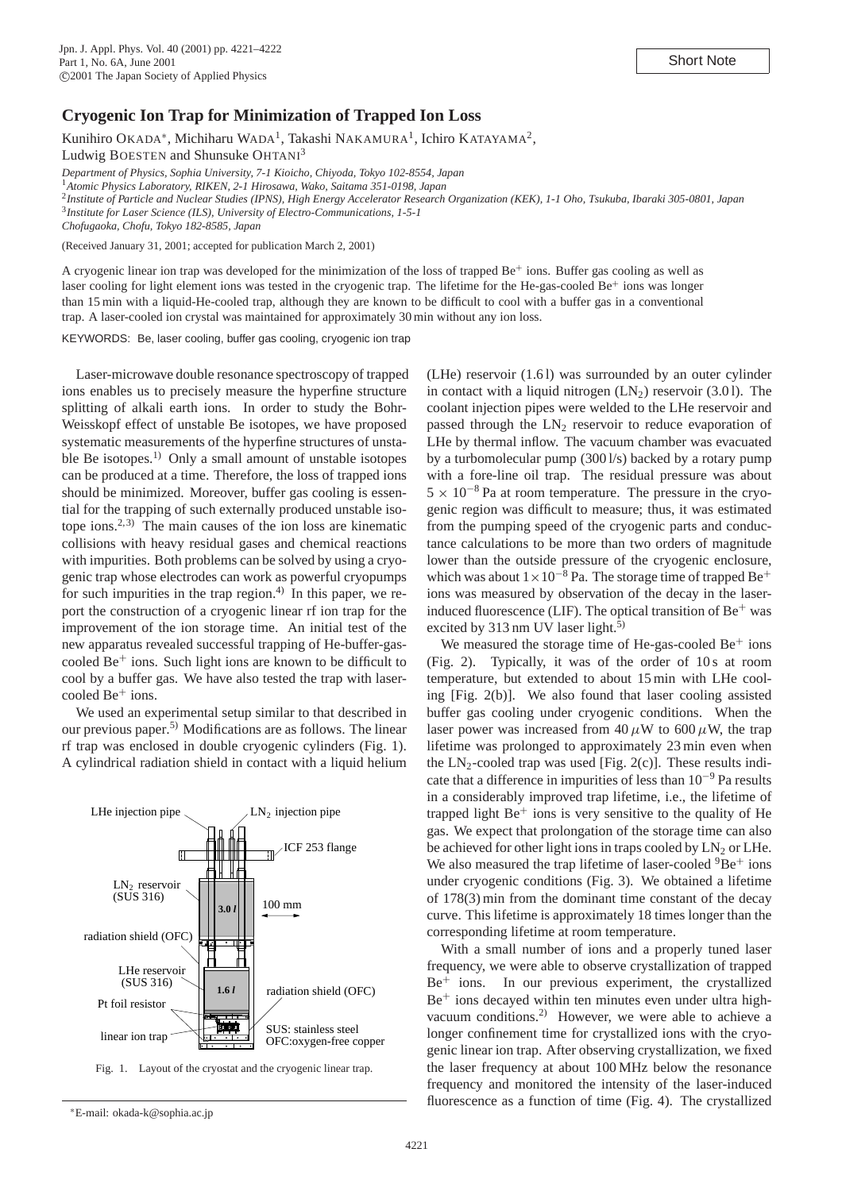Short Note

# Cryogenic Ion Trap for Minimization of Trapped Ion Loss

Kunihiro OKADA*, Michiharu WADA[1], Takashi NAKAMURA[1], Ichiro KATAYAMA[2], Ludwig BOESTEN and Shunsuke OHTANI[3]

*Department of Physics, Sophia University, 7-1 Kioicho, Chiyoda, Tokyo 102-8554, Japan*
[1]*Atomic Physics Laboratory, RIKEN, 2-1 Hirosawa, Wako, Saitama 351-0198, Japan*
[2]*Institute of Particle and Nuclear Studies (IPNS), High Energy Accelerator Research Organization (KEK), 1-1 Oho, Tsukuba, Ibaraki 305-0801, Japan*
[3]*Institute for Laser Science (ILS), University of Electro-Communications, 1-5-1 Chofugaoka, Chofu, Tokyo 182-8585, Japan*

(Received January 31, 2001; accepted for publication March 2, 2001)

A cryogenic linear ion trap was developed for the minimization of the loss of trapped $Be^+$ ions. Buffer gas cooling as well as laser cooling for light element ions was tested in the cryogenic trap. The lifetime for the He-gas-cooled $Be^+$ ions was longer than 15 min with a liquid-He-cooled trap, although they are known to be difficult to cool with a buffer gas in a conventional trap. A laser-cooled ion crystal was maintained for approximately 30 min without any ion loss.

KEYWORDS: Be, laser cooling, buffer gas cooling, cryogenic ion trap

Laser-microwave double resonance spectroscopy of trapped ions enables us to precisely measure the hyperfine structure splitting of alkali earth ions. In order to study the Bohr-Weisskopf effect of unstable Be isotopes, we have proposed systematic measurements of the hyperfine structures of unstable Be isotopes.[1)] Only a small amount of unstable isotopes can be produced at a time. Therefore, the loss of trapped ions should be minimized. Moreover, buffer gas cooling is essential for the trapping of such externally produced unstable isotope ions.[2,3)] The main causes of the ion loss are kinematic collisions with heavy residual gases and chemical reactions with impurities. Both problems can be solved by using a cryogenic trap whose electrodes can work as powerful cryopumps for such impurities in the trap region.[4)] In this paper, we report the construction of a cryogenic linear rf ion trap for the improvement of the ion storage time. An initial test of the new apparatus revealed successful trapping of He-buffer-gas-cooled $Be^+$ ions. Such light ions are known to be difficult to cool by a buffer gas. We have also tested the trap with laser-cooled $Be^+$ ions.

We used an experimental setup similar to that described in our previous paper.[5)] Modifications are as follows. The linear rf trap was enclosed in double cryogenic cylinders (Fig. 1). A cylindrical radiation shield in contact with a liquid helium (LHe) reservoir (1.6 l) was surrounded by an outer cylinder in contact with a liquid nitrogen ($LN_2$) reservoir (3.0 l). The coolant injection pipes were welded to the LHe reservoir and passed through the $LN_2$ reservoir to reduce evaporation of LHe by thermal inflow. The vacuum chamber was evacuated by a turbomolecular pump (300 l/s) backed by a rotary pump with a fore-line oil trap. The residual pressure was about $5 \times 10^{-8}$ Pa at room temperature. The pressure in the cryogenic region was difficult to measure; thus, it was estimated from the pumping speed of the cryogenic parts and conductance calculations to be more than two orders of magnitude lower than the outside pressure of the cryogenic enclosure, which was about $1 \times 10^{-8}$ Pa. The storage time of trapped $Be^+$ ions was measured by observation of the decay in the laser-induced fluorescence (LIF). The optical transition of $Be^+$ was excited by 313 nm UV laser light.[5)]

Fig. 1. Layout of the cryostat and the cryogenic linear trap.

We measured the storage time of He-gas-cooled $Be^+$ ions (Fig. 2). Typically, it was of the order of 10 s at room temperature, but extended to about 15 min with LHe cooling [Fig. 2(b)]. We also found that laser cooling assisted buffer gas cooling under cryogenic conditions. When the laser power was increased from 40 $\mu$W to 600 $\mu$W, the trap lifetime was prolonged to approximately 23 min even when the $LN_2$-cooled trap was used [Fig. 2(c)]. These results indicate that a difference in impurities of less than $10^{-9}$ Pa results in a considerably improved trap lifetime, i.e., the lifetime of trapped light $Be^+$ ions is very sensitive to the quality of He gas. We expect that prolongation of the storage time can also be achieved for other light ions in traps cooled by $LN_2$ or LHe. We also measured the trap lifetime of laser-cooled $^9Be^+$ ions under cryogenic conditions (Fig. 3). We obtained a lifetime of 178(3) min from the dominant time constant of the decay curve. This lifetime is approximately 18 times longer than the corresponding lifetime at room temperature.

With a small number of ions and a properly tuned laser frequency, we were able to observe crystallization of trapped $Be^+$ ions. In our previous experiment, the crystallized $Be^+$ ions decayed within ten minutes even under ultra high-vacuum conditions.[2)] However, we were able to achieve a longer confinement time for crystallized ions with the cryogenic linear ion trap. After observing crystallization, we fixed the laser frequency at about 100 MHz below the resonance frequency and monitored the intensity of the laser-induced fluorescence as a function of time (Fig. 4). The crystallized

*E-mail: okada-k@sophia.ac.jp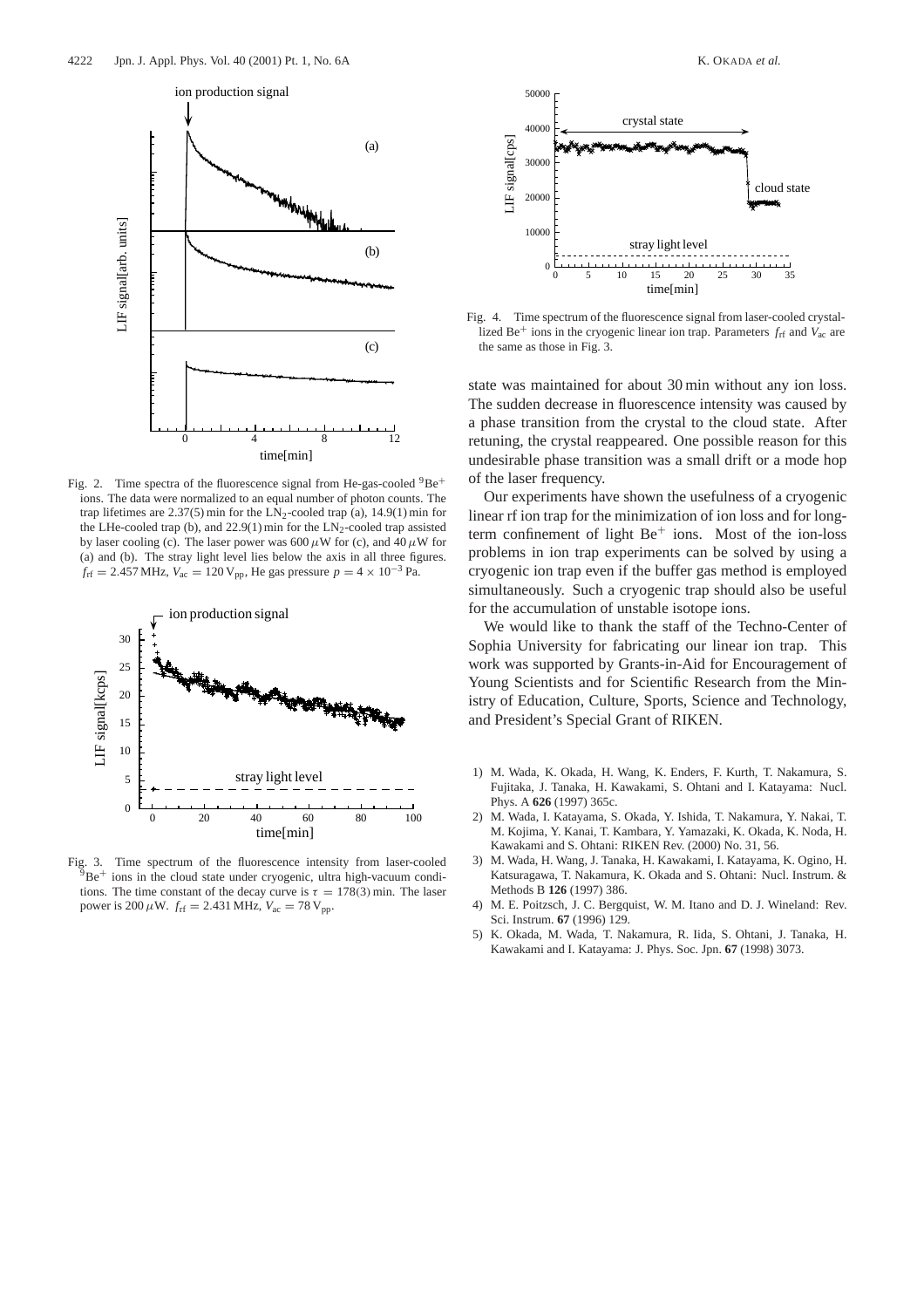ion production signal

(a)

(b)

(c)

LIF signal[arb. units]

0 4 8 12

time[min]

Fig. 2. Time spectra of the fluorescence signal from He-gas-cooled $^9Be^+$ ions. The data were normalized to an equal number of photon counts. The trap lifetimes are 2.37(5) min for the $LN_2$-cooled trap (a), 14.9(1) min for the LHe-cooled trap (b), and 22.9(1) min for the $LN_2$-cooled trap assisted by laser cooling (c). The laser power was 600 $\mu$W for (c), and 40 $\mu$W for (a) and (b). The stray light level lies below the axis in all three figures. $f_{rf} = 2.457$ MHz, $V_{ac} = 120$ $V_{pp}$, He gas pressure $p = 4 \times 10^{-3}$ Pa.

ion production signal

LIF signal[kcps]

30
25
20
15
10
5
0

stray light level

0 20 40 60 80 100

time[min]

Fig. 3. Time spectrum of the fluorescence intensity from laser-cooled $^9Be^+$ ions in the cloud state under cryogenic, ultra high-vacuum conditions. The time constant of the decay curve is $\tau = 178(3)$ min. The laser power is 200 $\mu$W. $f_{rf} = 2.431$ MHz, $V_{ac} = 78$ $V_{pp}$.

LIF signal[cps]

50000
40000
30000
20000
10000
0

crystal state

cloud state

stray light level

0 5 10 15 20 25 30 35

time[min]

Fig. 4. Time spectrum of the fluorescence signal from laser-cooled crystallized $Be^+$ ions in the cryogenic linear ion trap. Parameters $f_{rf}$ and $V_{ac}$ are the same as those in Fig. 3.

state was maintained for about 30 min without any ion loss. The sudden decrease in fluorescence intensity was caused by a phase transition from the crystal to the cloud state. After retuning, the crystal reappeared. One possible reason for this undesirable phase transition was a small drift or a mode hop of the laser frequency.

Our experiments have shown the usefulness of a cryogenic linear rf ion trap for the minimization of ion loss and for long-term confinement of light $Be^+$ ions. Most of the ion-loss problems in ion trap experiments can be solved by using a cryogenic ion trap even if the buffer gas method is employed simultaneously. Such a cryogenic trap should also be useful for the accumulation of unstable isotope ions.

We would like to thank the staff of the Techno-Center of Sophia University for fabricating our linear ion trap. This work was supported by Grants-in-Aid for Encouragement of Young Scientists and for Scientific Research from the Ministry of Education, Culture, Sports, Science and Technology, and President's Special Grant of RIKEN.

1) M. Wada, K. Okada, H. Wang, K. Enders, F. Kurth, T. Nakamura, S. Fujitaka, J. Tanaka, H. Kawakami, S. Ohtani and I. Katayama: Nucl. Phys. A **626** (1997) 365c.
2) M. Wada, I. Katayama, S. Okada, Y. Ishida, T. Nakamura, Y. Nakai, T. M. Kojima, Y. Kanai, T. Kambara, Y. Yamazaki, K. Okada, K. Noda, H. Kawakami and S. Ohtani: RIKEN Rev. (2000) No. 31, 56.
3) M. Wada, H. Wang, J. Tanaka, H. Kawakami, I. Katayama, K. Ogino, H. Katsuragawa, T. Nakamura, K. Okada and S. Ohtani: Nucl. Instrum. & Methods B **126** (1997) 386.
4) M. E. Poitzsch, J. C. Bergquist, W. M. Itano and D. J. Wineland: Rev. Sci. Instrum. **67** (1996) 129.
5) K. Okada, M. Wada, T. Nakamura, R. Iida, S. Ohtani, J. Tanaka, H. Kawakami and I. Katayama: J. Phys. Soc. Jpn. **67** (1998) 3073.